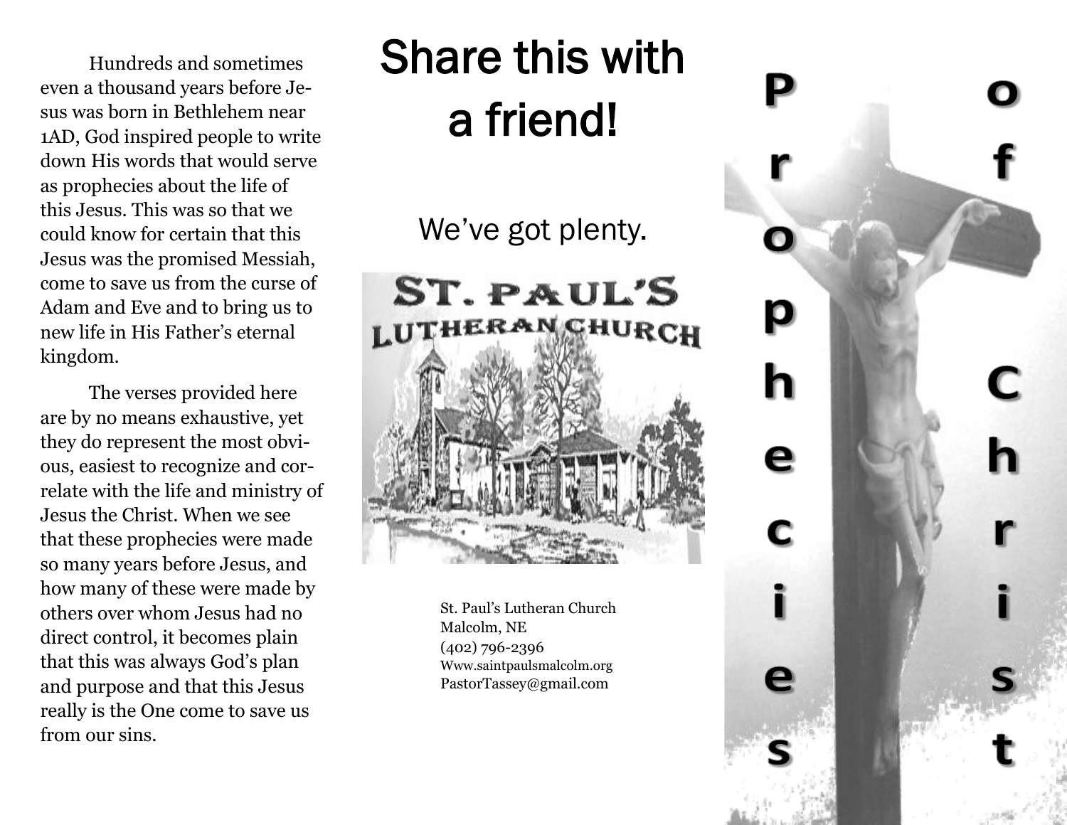Hundreds and sometimes even a thousand years before Jesus was born in Bethlehem near 1AD, God inspired people to write down His words that would serve as prophecies about the life of this Jesus. This was so that we could know for certain that this Jesus was the promised Messiah, come to save us from the curse of Adam and Eve and to bring us to new life in His Father's eternal kingdom.

The verses provided here are by no means exhaustive, yet they do represent the most obvious, easiest to recognize and correlate with the life and ministry of Jesus the Christ. When we see that these prophecies were made so many years before Jesus, and how many of these were made by others over whom Jesus had no direct control, it becomes plain that this was always God's plan and purpose and that this Jesus really is the One come to save us from our sins.

# Share this with a friend!

We've got plenty.

ST. PAUL'S LUTHERAN CHURCH

St. Paul's Lutheran Church
Malcolm, NE
(402) 796-2396
Www.saintpaulsmalcolm.org
PastorTassey@gmail.com

# Prophecies of Christ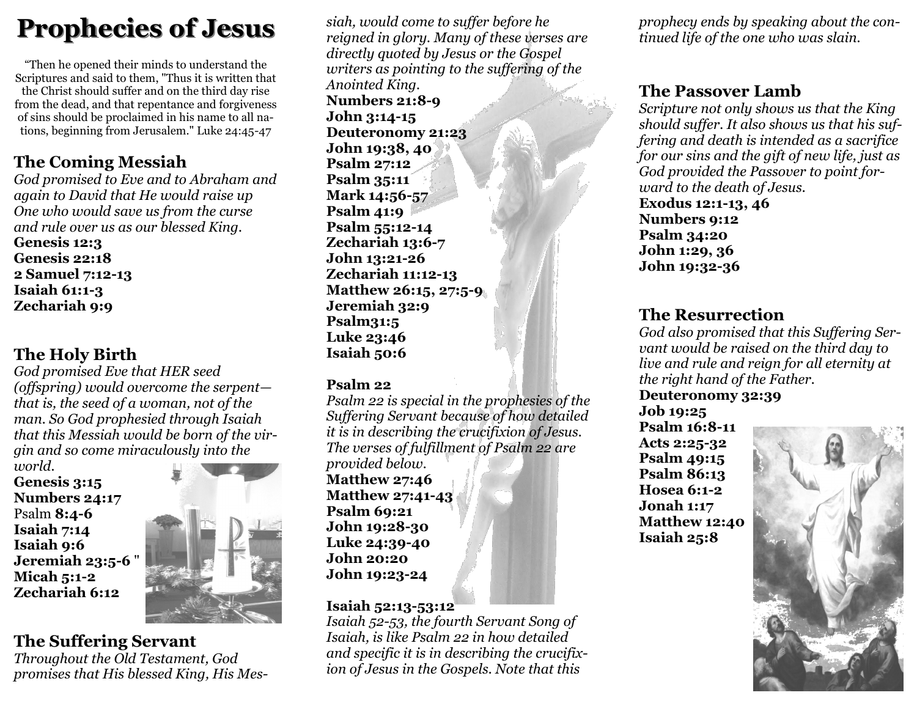# Prophecies of Jesus

"Then he opened their minds to understand the Scriptures and said to them, "Thus it is written that the Christ should suffer and on the third day rise from the dead, and that repentance and forgiveness of sins should be proclaimed in his name to all nations, beginning from Jerusalem." Luke 24:45-47

## The Coming Messiah

*God promised to Eve and to Abraham and again to David that He would raise up One who would save us from the curse and rule over us as our blessed King.*

**Genesis 12:3**
**Genesis 22:18**
**2 Samuel 7:12-13**
**Isaiah 61:1-3**
**Zechariah 9:9**

## The Holy Birth

*God promised Eve that HER seed (offspring) would overcome the serpent—that is, the seed of a woman, not of the man. So God prophesied through Isaiah that this Messiah would be born of the virgin and so come miraculously into the world.*

**Genesis 3:15**
**Numbers 24:17**
Psalm **8:4-6**
**Isaiah 7:14**
**Isaiah 9:6**
**Jeremiah 23:5-6** "
**Micah 5:1-2**
**Zechariah 6:12**

## The Suffering Servant

*Throughout the Old Testament, God promises that His blessed King, His Messiah, would come to suffer before he reigned in glory. Many of these verses are directly quoted by Jesus or the Gospel writers as pointing to the suffering of the Anointed King.*

**Numbers 21:8-9**
**John 3:14-15**
**Deuteronomy 21:23**
**John 19:38, 40**
**Psalm 27:12**
**Psalm 35:11**
**Mark 14:56-57**
**Psalm 41:9**
**Psalm 55:12-14**
**Zechariah 13:6-7**
**John 13:21-26**
**Zechariah 11:12-13**
**Matthew 26:15, 27:5-9**
**Jeremiah 32:9**
**Psalm31:5**
**Luke 23:46**
**Isaiah 50:6**

### Psalm 22

*Psalm 22 is special in the prophesies of the Suffering Servant because of how detailed it is in describing the crucifixion of Jesus. The verses of fulfillment of Psalm 22 are provided below.*

**Matthew 27:46**
**Matthew 27:41-43**
**Psalm 69:21**
**John 19:28-30**
**Luke 24:39-40**
**John 20:20**
**John 19:23-24**

### Isaiah 52:13-53:12

*Isaiah 52-53, the fourth Servant Song of Isaiah, is like Psalm 22 in how detailed and specific it is in describing the crucifixion of Jesus in the Gospels. Note that this prophecy ends by speaking about the continued life of the one who was slain.*

## The Passover Lamb

*Scripture not only shows us that the King should suffer. It also shows us that his suffering and death is intended as a sacrifice for our sins and the gift of new life, just as God provided the Passover to point forward to the death of Jesus.*

**Exodus 12:1-13, 46**
**Numbers 9:12**
**Psalm 34:20**
**John 1:29, 36**
**John 19:32-36**

## The Resurrection

*God also promised that this Suffering Servant would be raised on the third day to live and rule and reign for all eternity at the right hand of the Father.*

**Deuteronomy 32:39**
**Job 19:25**
**Psalm 16:8-11**
**Acts 2:25-32**
**Psalm 49:15**
**Psalm 86:13**
**Hosea 6:1-2**
**Jonah 1:17**
**Matthew 12:40**
**Isaiah 25:8**